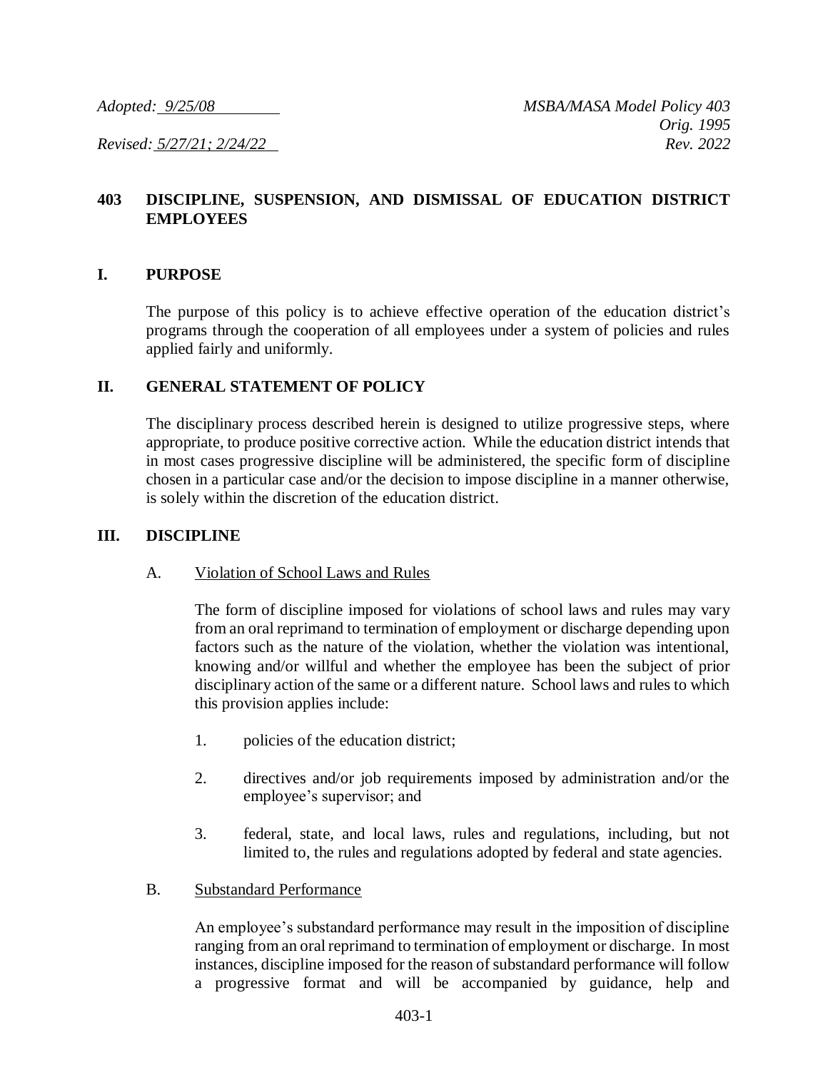*Adopted: 9/25/08* *MSBA/MASA Model Policy 403*
*Orig. 1995*
*Revised: 5/27/21; 2/24/22* *Rev. 2022*

# 403 DISCIPLINE, SUSPENSION, AND DISMISSAL OF EDUCATION DISTRICT EMPLOYEES

## I. PURPOSE

The purpose of this policy is to achieve effective operation of the education district's programs through the cooperation of all employees under a system of policies and rules applied fairly and uniformly.

## II. GENERAL STATEMENT OF POLICY

The disciplinary process described herein is designed to utilize progressive steps, where appropriate, to produce positive corrective action. While the education district intends that in most cases progressive discipline will be administered, the specific form of discipline chosen in a particular case and/or the decision to impose discipline in a manner otherwise, is solely within the discretion of the education district.

## III. DISCIPLINE

### A. Violation of School Laws and Rules

The form of discipline imposed for violations of school laws and rules may vary from an oral reprimand to termination of employment or discharge depending upon factors such as the nature of the violation, whether the violation was intentional, knowing and/or willful and whether the employee has been the subject of prior disciplinary action of the same or a different nature. School laws and rules to which this provision applies include:

1. policies of the education district;

2. directives and/or job requirements imposed by administration and/or the employee's supervisor; and

3. federal, state, and local laws, rules and regulations, including, but not limited to, the rules and regulations adopted by federal and state agencies.

### B. Substandard Performance

An employee's substandard performance may result in the imposition of discipline ranging from an oral reprimand to termination of employment or discharge. In most instances, discipline imposed for the reason of substandard performance will follow a progressive format and will be accompanied by guidance, help and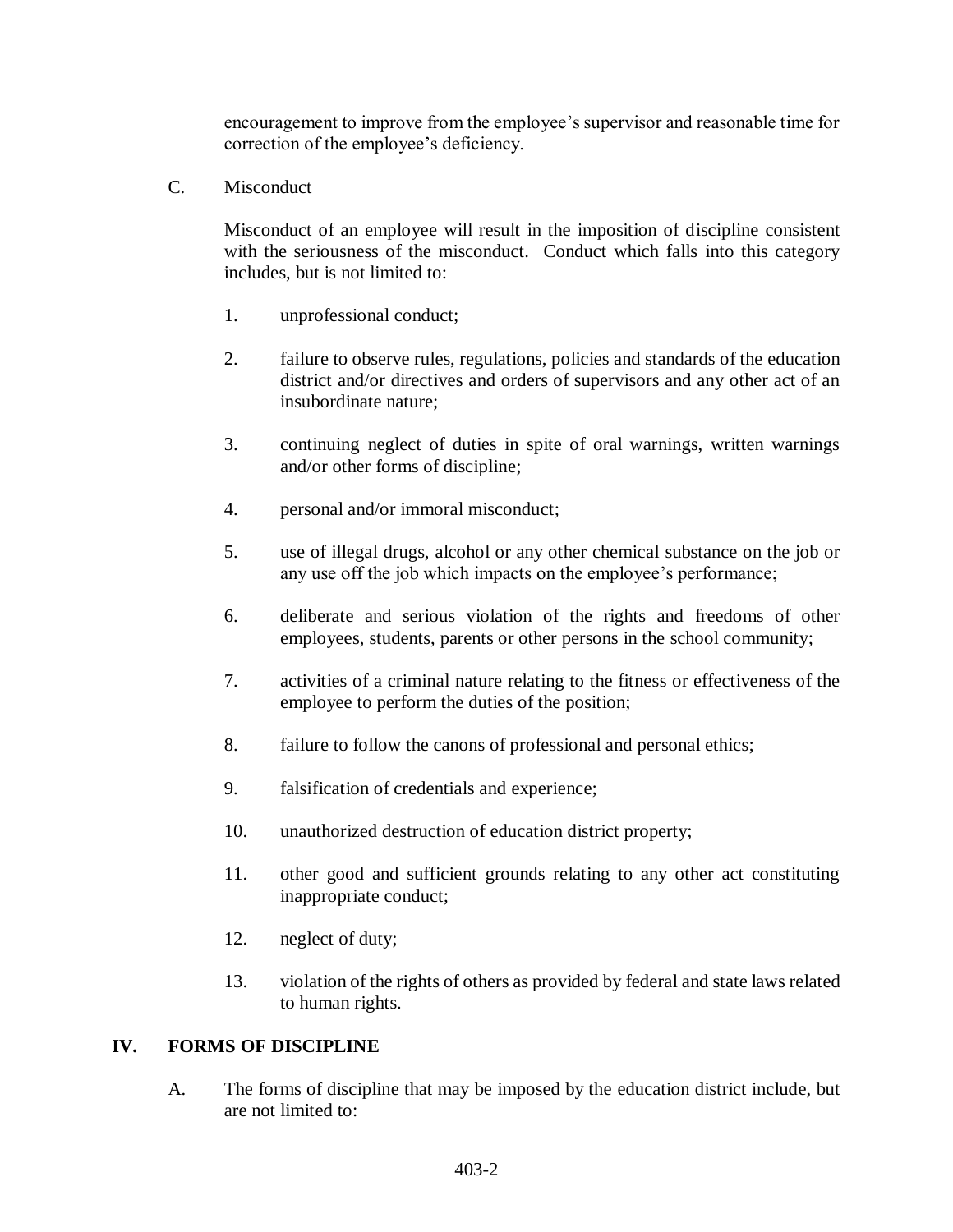encouragement to improve from the employee's supervisor and reasonable time for correction of the employee's deficiency.

C. Misconduct

Misconduct of an employee will result in the imposition of discipline consistent with the seriousness of the misconduct. Conduct which falls into this category includes, but is not limited to:

1. unprofessional conduct;
2. failure to observe rules, regulations, policies and standards of the education district and/or directives and orders of supervisors and any other act of an insubordinate nature;
3. continuing neglect of duties in spite of oral warnings, written warnings and/or other forms of discipline;
4. personal and/or immoral misconduct;
5. use of illegal drugs, alcohol or any other chemical substance on the job or any use off the job which impacts on the employee's performance;
6. deliberate and serious violation of the rights and freedoms of other employees, students, parents or other persons in the school community;
7. activities of a criminal nature relating to the fitness or effectiveness of the employee to perform the duties of the position;
8. failure to follow the canons of professional and personal ethics;
9. falsification of credentials and experience;
10. unauthorized destruction of education district property;
11. other good and sufficient grounds relating to any other act constituting inappropriate conduct;
12. neglect of duty;
13. violation of the rights of others as provided by federal and state laws related to human rights.

## IV. FORMS OF DISCIPLINE

A. The forms of discipline that may be imposed by the education district include, but are not limited to: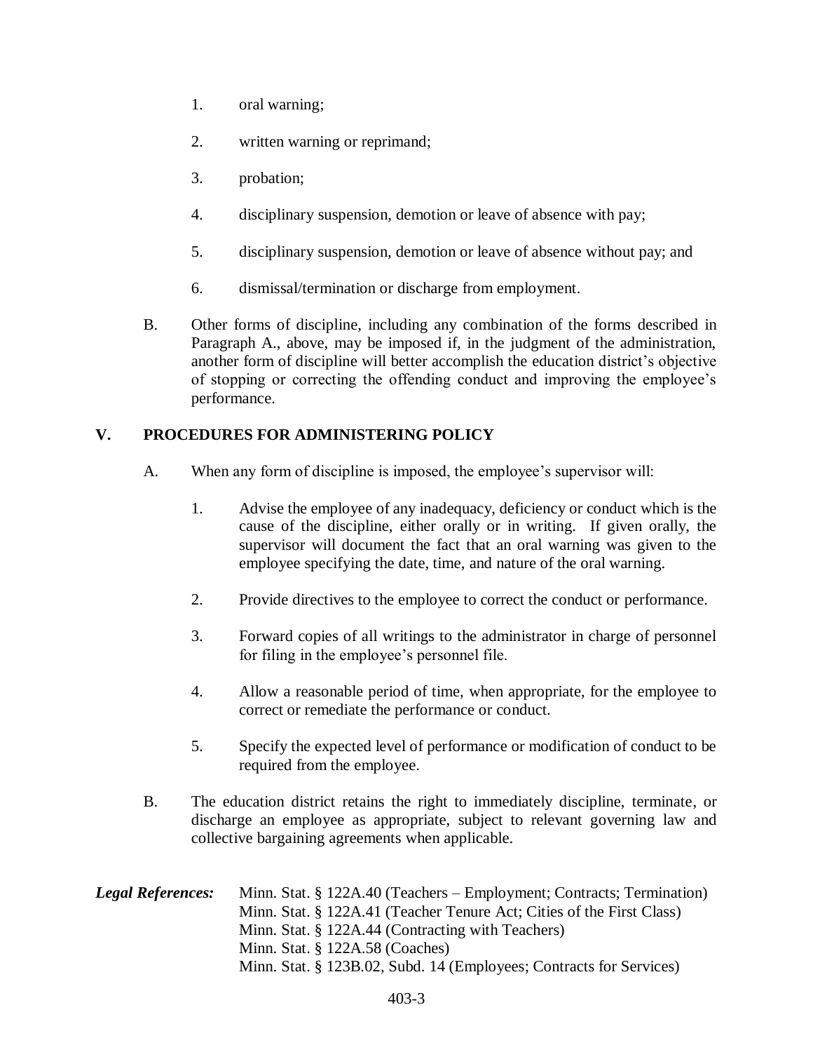1. oral warning;

2. written warning or reprimand;

3. probation;

4. disciplinary suspension, demotion or leave of absence with pay;

5. disciplinary suspension, demotion or leave of absence without pay; and

6. dismissal/termination or discharge from employment.

B. Other forms of discipline, including any combination of the forms described in Paragraph A., above, may be imposed if, in the judgment of the administration, another form of discipline will better accomplish the education district's objective of stopping or correcting the offending conduct and improving the employee's performance.

## V. PROCEDURES FOR ADMINISTERING POLICY

A. When any form of discipline is imposed, the employee's supervisor will:

1. Advise the employee of any inadequacy, deficiency or conduct which is the cause of the discipline, either orally or in writing. If given orally, the supervisor will document the fact that an oral warning was given to the employee specifying the date, time, and nature of the oral warning.

2. Provide directives to the employee to correct the conduct or performance.

3. Forward copies of all writings to the administrator in charge of personnel for filing in the employee's personnel file.

4. Allow a reasonable period of time, when appropriate, for the employee to correct or remediate the performance or conduct.

5. Specify the expected level of performance or modification of conduct to be required from the employee.

B. The education district retains the right to immediately discipline, terminate, or discharge an employee as appropriate, subject to relevant governing law and collective bargaining agreements when applicable.

***Legal References:***
Minn. Stat. § 122A.40 (Teachers – Employment; Contracts; Termination)
Minn. Stat. § 122A.41 (Teacher Tenure Act; Cities of the First Class)
Minn. Stat. § 122A.44 (Contracting with Teachers)
Minn. Stat. § 122A.58 (Coaches)
Minn. Stat. § 123B.02, Subd. 14 (Employees; Contracts for Services)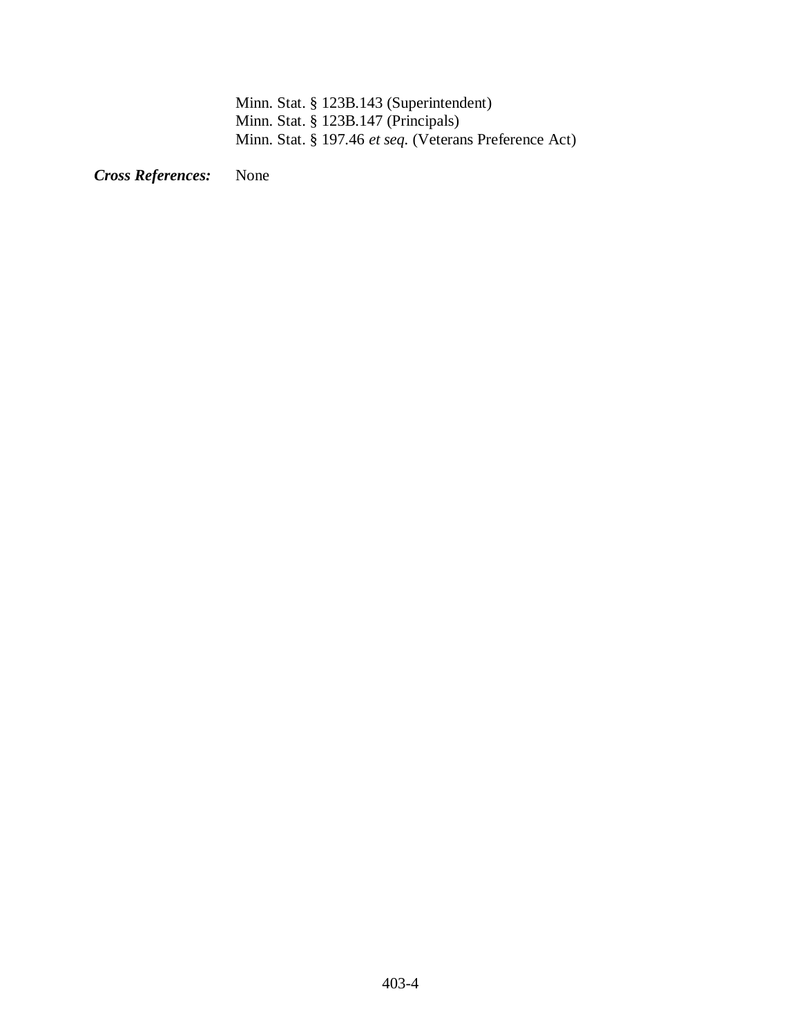Minn. Stat. § 123B.143 (Superintendent)
Minn. Stat. § 123B.147 (Principals)
Minn. Stat. § 197.46 *et seq.* (Veterans Preference Act)

***Cross References:*** None